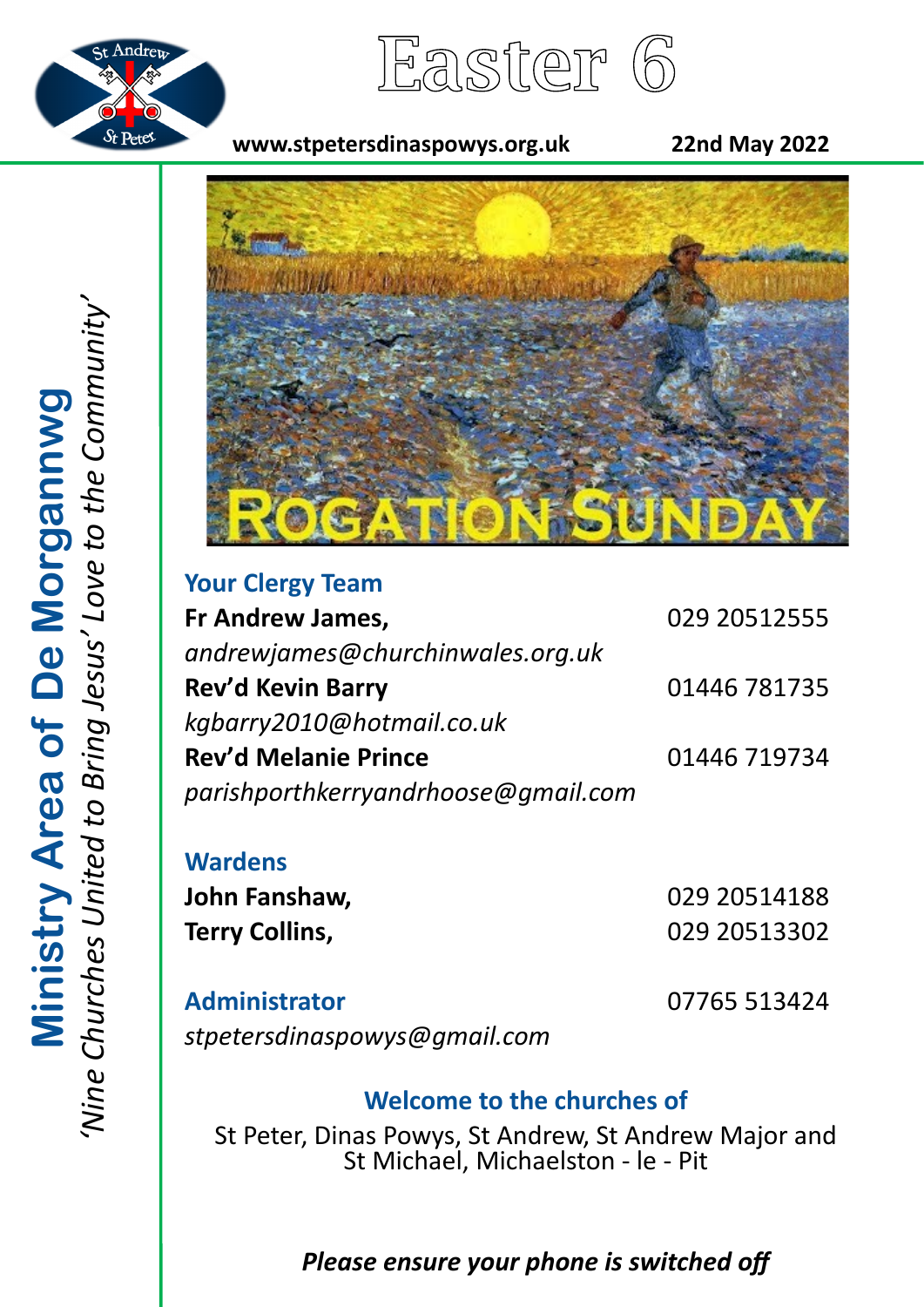# Easter 6

**www.stpetersdinaspowys.org.uk** **22nd May 2022**

**Ministry Area of De Morgannwg**

*'Nine Churches United to Bring Jesus' Love to the Community'*

ROGATION SUNDAY

## Your Clergy Team

**Fr Andrew James,** 029 20512555
*andrewjames@churchinwales.org.uk*

**Rev'd Kevin Barry** 01446 781735
*kgbarry2010@hotmail.co.uk*

**Rev'd Melanie Prince** 01446 719734
*parishporthkerryandrhoose@gmail.com*

## Wardens

**John Fanshaw,** 029 20514188
**Terry Collins,** 029 20513302

## Administrator

07765 513424
*stpetersdinaspowys@gmail.com*

## Welcome to the churches of

St Peter, Dinas Powys, St Andrew, St Andrew Major and St Michael, Michaelston - le - Pit

***Please ensure your phone is switched off***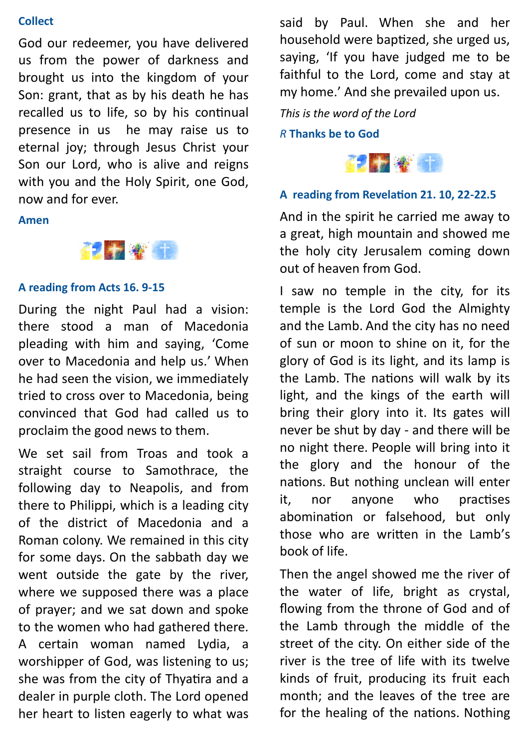### Collect

God our redeemer, you have delivered us from the power of darkness and brought us into the kingdom of your Son: grant, that as by his death he has recalled us to life, so by his continual presence in us he may raise us to eternal joy; through Jesus Christ your Son our Lord, who is alive and reigns with you and the Holy Spirit, one God, now and for ever.

**Amen**

### A reading from Acts 16. 9-15

During the night Paul had a vision: there stood a man of Macedonia pleading with him and saying, 'Come over to Macedonia and help us.' When he had seen the vision, we immediately tried to cross over to Macedonia, being convinced that God had called us to proclaim the good news to them.

We set sail from Troas and took a straight course to Samothrace, the following day to Neapolis, and from there to Philippi, which is a leading city of the district of Macedonia and a Roman colony. We remained in this city for some days. On the sabbath day we went outside the gate by the river, where we supposed there was a place of prayer; and we sat down and spoke to the women who had gathered there. A certain woman named Lydia, a worshipper of God, was listening to us; she was from the city of Thyatira and a dealer in purple cloth. The Lord opened her heart to listen eagerly to what was said by Paul. When she and her household were baptized, she urged us, saying, 'If you have judged me to be faithful to the Lord, come and stay at my home.' And she prevailed upon us.

*This is the word of the Lord*

*R* **Thanks be to God**

### A reading from Revelation 21. 10, 22-22.5

And in the spirit he carried me away to a great, high mountain and showed me the holy city Jerusalem coming down out of heaven from God.

I saw no temple in the city, for its temple is the Lord God the Almighty and the Lamb. And the city has no need of sun or moon to shine on it, for the glory of God is its light, and its lamp is the Lamb. The nations will walk by its light, and the kings of the earth will bring their glory into it. Its gates will never be shut by day - and there will be no night there. People will bring into it the glory and the honour of the nations. But nothing unclean will enter it, nor anyone who practises abomination or falsehood, but only those who are written in the Lamb's book of life.

Then the angel showed me the river of the water of life, bright as crystal, flowing from the throne of God and of the Lamb through the middle of the street of the city. On either side of the river is the tree of life with its twelve kinds of fruit, producing its fruit each month; and the leaves of the tree are for the healing of the nations. Nothing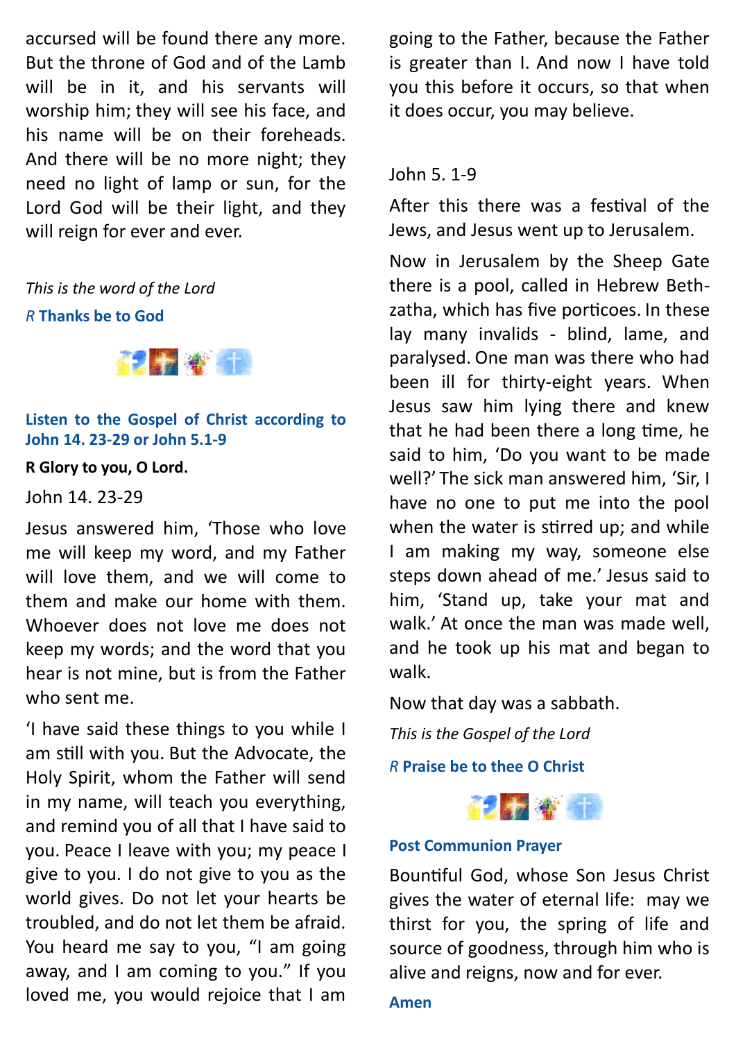accursed will be found there any more. But the throne of God and of the Lamb will be in it, and his servants will worship him; they will see his face, and his name will be on their foreheads. And there will be no more night; they need no light of lamp or sun, for the Lord God will be their light, and they will reign for ever and ever.

*This is the word of the Lord*

*R* **Thanks be to God**

**Listen to the Gospel of Christ according to John 14. 23-29 or John 5.1-9**

**R Glory to you, O Lord.**

John 14. 23-29

Jesus answered him, 'Those who love me will keep my word, and my Father will love them, and we will come to them and make our home with them. Whoever does not love me does not keep my words; and the word that you hear is not mine, but is from the Father who sent me.

'I have said these things to you while I am still with you. But the Advocate, the Holy Spirit, whom the Father will send in my name, will teach you everything, and remind you of all that I have said to you. Peace I leave with you; my peace I give to you. I do not give to you as the world gives. Do not let your hearts be troubled, and do not let them be afraid. You heard me say to you, "I am going away, and I am coming to you." If you loved me, you would rejoice that I am going to the Father, because the Father is greater than I. And now I have told you this before it occurs, so that when it does occur, you may believe.

John 5. 1-9

After this there was a festival of the Jews, and Jesus went up to Jerusalem.

Now in Jerusalem by the Sheep Gate there is a pool, called in Hebrew Beth-zatha, which has five porticoes. In these lay many invalids - blind, lame, and paralysed. One man was there who had been ill for thirty-eight years. When Jesus saw him lying there and knew that he had been there a long time, he said to him, 'Do you want to be made well?' The sick man answered him, 'Sir, I have no one to put me into the pool when the water is stirred up; and while I am making my way, someone else steps down ahead of me.' Jesus said to him, 'Stand up, take your mat and walk.' At once the man was made well, and he took up his mat and began to walk.

Now that day was a sabbath.

*This is the Gospel of the Lord*

*R* **Praise be to thee O Christ**

**Post Communion Prayer**

Bountiful God, whose Son Jesus Christ gives the water of eternal life: may we thirst for you, the spring of life and source of goodness, through him who is alive and reigns, now and for ever.

**Amen**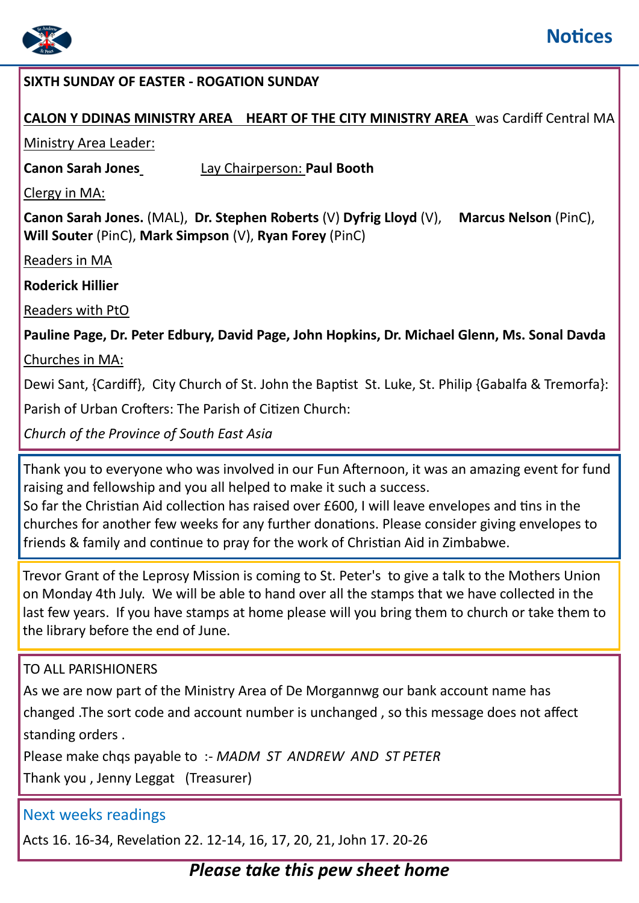# Notices

**SIXTH SUNDAY OF EASTER - ROGATION SUNDAY**

**CALON Y DDINAS MINISTRY AREA HEART OF THE CITY MINISTRY AREA** was Cardiff Central MA

Ministry Area Leader:

**Canon Sarah Jones** Lay Chairperson: **Paul Booth**

Clergy in MA:

**Canon Sarah Jones.** (MAL), **Dr. Stephen Roberts** (V) **Dyfrig Lloyd** (V), **Marcus Nelson** (PinC), **Will Souter** (PinC), **Mark Simpson** (V), **Ryan Forey** (PinC)

Readers in MA

**Roderick Hillier**

Readers with PtO

**Pauline Page, Dr. Peter Edbury, David Page, John Hopkins, Dr. Michael Glenn, Ms. Sonal Davda**

Churches in MA:

Dewi Sant, {Cardiff}, City Church of St. John the Baptist St. Luke, St. Philip {Gabalfa & Tremorfa}:

Parish of Urban Crofters: The Parish of Citizen Church:

*Church of the Province of South East Asia*

Thank you to everyone who was involved in our Fun Afternoon, it was an amazing event for fund raising and fellowship and you all helped to make it such a success.
So far the Christian Aid collection has raised over £600, I will leave envelopes and tins in the churches for another few weeks for any further donations. Please consider giving envelopes to friends & family and continue to pray for the work of Christian Aid in Zimbabwe.

Trevor Grant of the Leprosy Mission is coming to St. Peter's to give a talk to the Mothers Union on Monday 4th July. We will be able to hand over all the stamps that we have collected in the last few years. If you have stamps at home please will you bring them to church or take them to the library before the end of June.

TO ALL PARISHIONERS

As we are now part of the Ministry Area of De Morgannwg our bank account name has changed .The sort code and account number is unchanged , so this message does not affect standing orders .

Please make chqs payable to :- *MADM ST ANDREW AND ST PETER*

Thank you , Jenny Leggat (Treasurer)

## Next weeks readings

Acts 16. 16-34, Revelation 22. 12-14, 16, 17, 20, 21, John 17. 20-26

***Please take this pew sheet home***